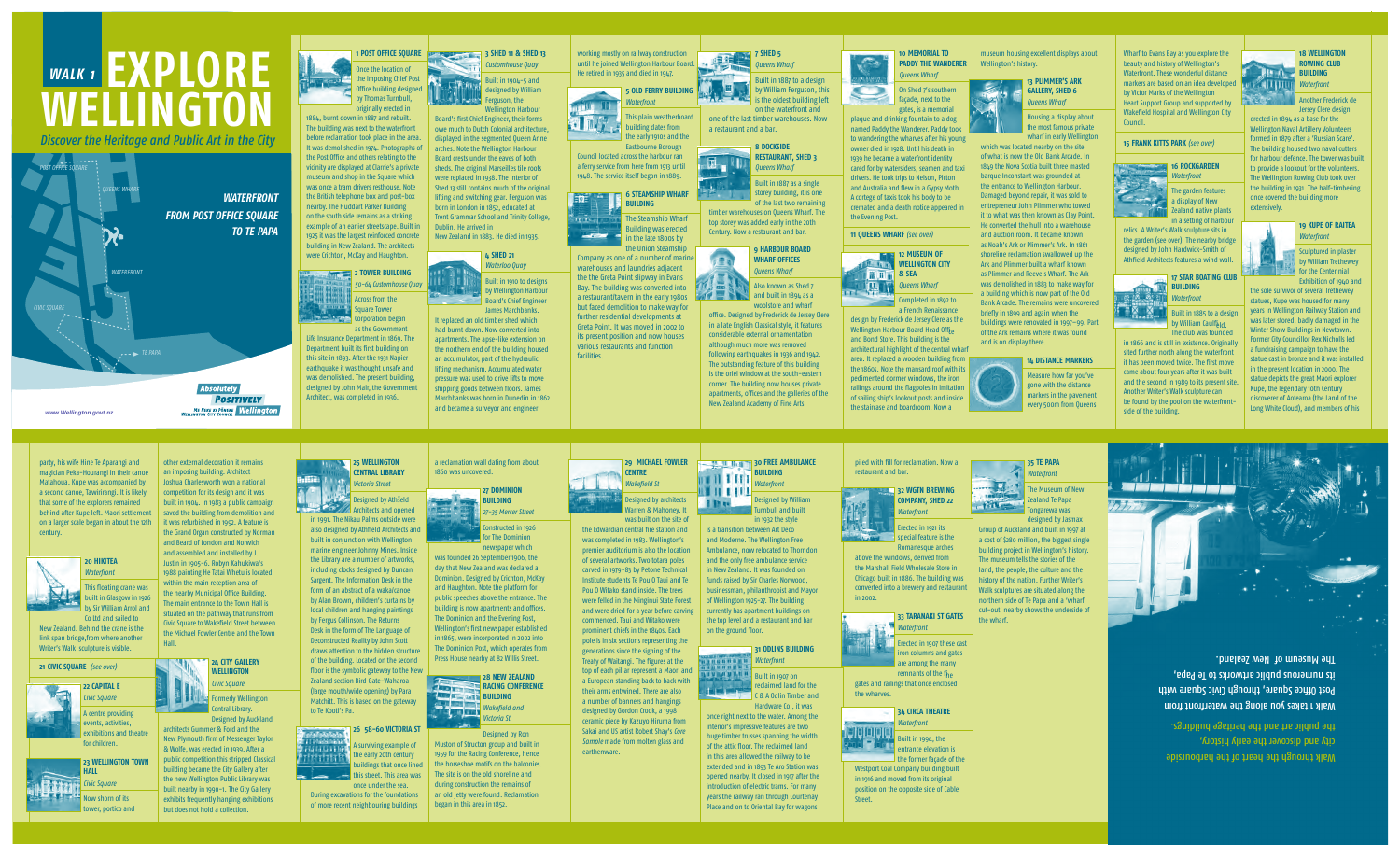# WALK 1 EXPLORE WELLINGTON

*Discover the Heritage and Public Art in the City*

**WATERFRONT FROM POST OFFICE SQUARE TO TE PAPA**

www.Wellington.govt.nz

Absolutely Positively Wellington — Me Heke Ki Pōneke Wellington City Council

### 1 POST OFFICE SQUARE

Once the location of the imposing Chief Post Office building designed by Thomas Turnbull, originally erected in 1884, burnt down in 1887 and rebuilt. The building was next to the waterfront before reclamation took place in the area. It was demolished in 1974. Photographs of the Post Office and others relating to the vicinity are displayed at Clarrie's a private museum and shop in the Square which was once a tram drivers resthouse. Note the British telephone box and post-box nearby. The Huddart Parker Building on the south side remains as a striking example of an earlier streetscape. Built in 1925 it was the largest reinforced concrete building in New Zealand. The architects were Crichton, McKay and Haughton.

### 2 TOWER BUILDING

*50–64 Customhouse Quay*

Across from the Square Tower Corporation began as the Government Life Insurance Department in 1869. The Department built its first building on this site in 1893. After the 1931 Napier earthquake it was thought unsafe and was demolished. The present building, designed by John Mair, the Government Architect, was completed in 1936.

### 3 SHED 11 & SHED 13

*Customhouse Quay*

Built in 1904–5 and designed by William Ferguson, the Wellington Harbour Board's first Chief Engineer, their forms owe much to Dutch Colonial architecture, displayed in the segmented Queen Anne arches. Note the Wellington Harbour Board crests under the eaves of both sheds. The original Marseilles tile roofs were replaced in 1938. The interior of Shed 13 still contains much of the original lifting and switching gear. Ferguson was born in Scotland in 1852, educated at Trent Grammar School and Trinity College, Dublin. He arrived in New Zealand in 1883. He died in 1935.

### 4 SHED 21

*Waterloo Quay*

Built in 1910 to designs by Wellington Harbour Board's Chief Engineer James Marchbanks. It replaced an old timber shed which had burnt down. Now converted into apartments. The 1994–5 extension on the northern end of the building housed an accumulator, part of the hydraulic lifting mechanism. Accumulated water pressure was used to drive lifts to move shipping goods between floors. James Marchbanks was born in Dunedin in 1862 and became a surveyor and engineer working mostly on railway construction until he joined Wellington Harbour Board. He retired in 1935 and died in 1947.

### 5 OLD FERRY BUILDING

*Waterfront*

This plain weatherboard building dates from the early 1910s and the Eastbourne Borough Council located across the harbour ran a ferry service from here from 1913 until 1948. The service itself began in 1889.

### 6 STEAMSHIP WHARF BUILDING

The Steamship Wharf Building was erected in the late 1800s by the Union Steamship Company as one of a number of marine warehouses and laundries adjacent the the Greta Point slipway in Evans Bay. The building was converted into a restaurant/tavern in the early 1980s but faced demolition to make way for further residential developments at Greta Point. It was moved in 2002 to its present position and now houses various restaurants and function facilities.

### 7 SHED 5

*Queens Wharf*

Built in 1887 to a design by William Ferguson, this is the oldest building left on the waterfront and one of the last timber warehouses. Now a restaurant and a bar.

### 8 DOCKSIDE RESTAURANT, SHED 3

*Queens Wharf*

Built in 1887 as a single storey building, it is one of the last two remaining timber warehouses on Queens Wharf. The top storey was added early in the 20th Century. Now a restaurant and bar.

### 9 HARBOUR BOARD WHARF OFFICES

*Queens Wharf*

Also known as Shed 7 and built in 1894 as a woolstore and wharf office. Designed by Frederick de Jersey Clere in a late English Classical style, it features considerable external ornamentation although much more was removed following earthquakes in 1936 and 1942. The outstanding feature of this building is the oriel window at the south-eastern corner. The building now houses private apartments, offices and the galleries of the New Zealand Academy of Fine Arts.

### 10 MEMORIAL TO PADDY THE WANDERER

*Queens Wharf*

On Shed 7's southern façade, next to the gates, is a memorial plaque and drinking fountain to a dog named Paddy the Wanderer. Paddy took to wandering the wharves after his young owner died in 1928. Until his death in 1939 he became a waterfront identity cared for by watersiders, seamen and taxi drivers. He took trips to Nelson, Picton and Australia and flew in a Gypsy Moth. A cortege of taxis took his body to be cremated and a death notice appeared in the Evening Post.

### 11 QUEENS WHARF *(see over)*

### 12 MUSEUM OF WELLINGTON CITY & SEA

*Queens Wharf*

Completed in 1892 to a French Renaissance design by Frederick de Jersey Clere as the Wellington Harbour Board Head Office and Bond Store. This building is the architectural highlight of the central wharf area. It replaced a wooden building from the 1860s. Note the mansard roof with its pedimented dormer windows, the iron railings around the flagpoles in imitation of sailing ship's lookout posts and inside the staircase and boardroom. Now a museum housing excellent displays about Wellington's history.

### 13 PLIMMER'S ARK GALLERY, SHED 6

*Queens Wharf*

Housing a display about the most famous private wharf in early Wellington which was located nearby on the site of what is now the Old Bank Arcade. In 1849 the Nova Scotia built three masted barque Inconstant was grounded at the entrance to Wellington Harbour. Damaged beyond repair, it was sold to entrepreneur John Plimmer who towed it to what was then known as Clay Point. He converted the hull into a warehouse and auction room. It became known as Noah's Ark or Plimmer's Ark. In 1861 shoreline reclamation swallowed up the Ark and Plimmer built a wharf known as Plimmer and Reese's Wharf. The Ark was demolished in 1883 to make way for a building which is now part of the Old Bank Arcade. The remains were uncovered briefly in 1899 and again when the buildings were renovated in 1997–99. Part of the Ark remains where it was found and is on display there.

### 14 DISTANCE MARKERS

Measure how far you've gone with the distance markers in the pavement every 500m from Queens Wharf to Evans Bay as you explore the beauty and history of Wellington's Waterfront. These wonderful distance markers are based on an idea developed by Victor Marks of the Wellington Heart Support Group and supported by Wakefield Hospital and Wellington City Council.

### 15 FRANK KITTS PARK *(see over)*

### 16 ROCKGARDEN

*Waterfront*

The garden features a display of New Zealand native plants in a setting of harbour relics. A Writer's Walk sculpture sits in the garden (see over). The nearby bridge designed by John Hardwick-Smith of Athfield Architects features a wind wall.

### 17 STAR BOATING CLUB BUILDING

*Waterfront*

Built in 1885 to a design by William Gault Ltd. The club was founded in 1866 and is still in existence. Originally sited further north along the waterfront it has been moved twice. The first move came about four years after it was built and the second in 1989 to its present site. Another Writer's Walk sculpture can be found by the pool on the waterfront-side of the building.

### 18 WELLINGTON ROWING CLUB BUILDING

*Waterfront*

Another Frederick de Jersey Clere design erected in 1894 as a base for the Wellington Naval Artillery Volunteers formed in 1879 after a 'Russian Scare'. The building housed two naval cutters for harbour defence. The tower was built to provide a lookout for the volunteers. The Wellington Rowing Club took over the building in 1931. The half-timbering once covered the building more extensively.

### 19 KUPE OF RAITEA

*Waterfront*

Sculptured in plaster by William Trethewey for the Centennial Exhibition of 1940 and the sole survivor of several Trethewey statues, Kupe was housed for many years in Wellington Railway Station and was later stored, badly damaged in the Winter Show Buildings in Newtown. Former City Councillor Rex Nicholls led a fundraising campaign to have the statue cast in bronze and it was installed in the present location in 2000. The statue depicts the great Maori explorer Kupe, the legendary 10th Century discoverer of Aotearoa (the Land of the Long White Cloud), and members of his party, his wife Hine Te Aparangi and magician Peka-Hourangi in their canoe Matahoua. Kupe was accompanied by a second canoe, Tawiirangi. It is likely that some of the explorers remained behind after Kupe left. Maori settlement on a larger scale began in about the 12th century.

### 20 HIKITEA

*Waterfront*

This floating crane was built in Glasgow in 1926 by Sir William Arrol and Co Ltd and sailed to New Zealand. Behind the crane is the link span bridge, from where another Writer's Walk sculpture is visible.

### 21 CIVIC SQUARE *(see over)*

### 22 CAPITAL E

*Civic Square*

A centre providing events, activities, exhibitions and theatre for children.

### 23 WELLINGTON TOWN HALL

*Civic Square*

Now shorn of its tower, portico and other external decoration it remains an imposing building. Architect Joshua Charlesworth won a national competition for its design and it was built in 1904. In 1983 a public campaign saved the building from demolition and it was refurbished in 1992. A feature is the Grand Organ constructed by Norman and Beard of London and Norwich and assembled and installed by J. Justin in 1905–6. Robyn Kahukiwa's 1988 painting Te Tatai Whetu is located within the main reception area of the nearby Municipal Office Building. The main entrance to the Town Hall is situated on the pathway that runs from Civic Square to Wakefield Street between the Michael Fowler Centre and the Town Hall.

### 24 CITY GALLERY WELLINGTON

*Civic Square*

Formerly Wellington Central Library. Designed by Auckland architects Gummer & Ford and the New Plymouth firm of Messenger Taylor & Wolfe, was erected in 1939. After a public competition this stripped Classical building became the City Gallery after the new Wellington Public Library was built nearby in 1990–1. The City Gallery exhibits frequently changing exhibitions but does not hold a collection.

### 25 WELLINGTON CENTRAL LIBRARY

*Victoria Street*

Designed by Athfield Architects and opened in 1991. The Nikau Palms outside were also designed by Athfield Architects and built in conjunction with Wellington marine engineer Johnny Mines. Inside the Library are a number of artworks, including clocks designed by Duncan Sargent. The Information Desk in the form of an abstract of a waka/canoe by Alan Brown, children's curtains by local children and hanging paintings by Fergus Collinson. The Returns Desk in the form of The Language of Deconstructed Reality by John Scott draws attention to the hidden structure of the building. Located on the second floor is the symbolic gateway to the New Zealand section Bird Gate–Waharoa (large mouth/wide opening) by Para Matchitt. This is based on the gateway to Te Kooti's Pa.

### 26 58–60 VICTORIA ST

A surviving example of the early 20th century buildings that once lined this street. This area was once under the sea. During excavations for the foundations of more recent neighbouring buildings a reclamation wall dating from about 1860 was uncovered.

### 27 DOMINION BUILDING

*27–35 Mercer Street*

Constructed in 1926 for The Dominion newspaper which was founded 26 September 1906, the day that New Zealand was declared a Dominion. Designed by Crichton, McKay and Haughton. Note the platform for public speeches above the entrance. The building is now apartments and offices. The Dominion and the Evening Post, Wellington's first newspaper established in 1865, were incorporated in 2002 into The Dominion Post, which operates from Press House nearby at 82 Willis Street.

### 28 NEW ZEALAND RACING CONFERENCE BUILDING

*Wakefield and Victoria St*

Designed by Ron Muston of Structon group and built in 1959 for the Racing Conference, hence the horseshoe motifs on the balconies. The site is on the old shoreline and during construction the remains of an old jetty were found. Reclamation began in this area in 1852.

### 29 MICHAEL FOWLER CENTRE

*Wakefield St*

Designed by architects Warren & Mahoney. It was built on the site of the Edwardian central fire station and was completed in 1983. Wellington's premier auditorium is also the location of several artworks. Two totara poles carved in 1979–83 by Petone Technical Institute students Te Pou O Tauira and Te Pou O Wītako stand inside. The trees were felled in the Minginui State Forest and were dried for a year before carving commenced. Tauira and Witako were prominent chiefs in the 1840s. Each pole is in six sections representing the generations since the signing of the Treaty of Waitangi. The figures at the top of each pillar represent a Maori and a European standing back to back with their arms entwined. There are also a number of banners and hangings designed by Gordon Crook, a 1998 ceramic piece by Kazuyo Hiruma from Sakai and US artist Robert Shay's *Core Sample* made from molten glass and earthenware.

### 30 FREE AMBULANCE BUILDING

*Waterfront*

Designed by William Turnbull and built in 1932 the style is a transition between Art Deco and Moderne. The Wellington Free Ambulance, now relocated to Thorndon and the only free ambulance service in New Zealand. It was founded on funds raised by Sir Charles Norwood, businessman, philanthropist and Mayor of Wellington 1925–27. The building currently has apartment buildings on the top level and a restaurant and bar on the ground floor.

### 31 ODLINS BUILDING

*Waterfront*

Built in 1907 on reclaimed land for the C & A Odlin Timber and Hardware Co., it was once right next to the water. Among the interior's impressive features are two huge timber trusses spanning the width of the attic floor. The reclaimed land in this area allowed the railway to be extended and in 1893 Te Aro Station was opened nearby. It closed in 1917 after the introduction of electric trams. For many years the railway ran through Courtenay Place and on to Oriental Bay for wagons piled with fill for reclamation. Now a restaurant and bar.

### 32 WGTN BREWING COMPANY, SHED 22

*Waterfront*

Erected in 1921 its special feature is the Romanesque arches above the windows, derived from the Marshall Field Wholesale Store in Chicago built in 1886. The building was converted into a brewery and restaurant in 2002.

### 33 TARANAKI ST GATES

*Waterfront*

Erected in 1907 these cast iron columns and gates are among the many remnants of the gates and railings that once enclosed the wharves.

### 34 CIRCA THEATRE

*Waterfront*

Built in 1994, the entrance elevation is the former façade of the Westport Coal Company building built in 1916 and moved from its original position on the opposite side of Cable Street.

### 35 TE PAPA

*Waterfront*

The Museum of New Zealand Te Papa Tongarewa was designed by Jasmax Group of Auckland and built in 1997 at a cost of $280 million, the biggest single building project in Wellington's history. The museum tells the stories of the land, the people, the culture and the history of the nation. Further Writer's Walk sculptures are situated along the northern side of Te Papa and a 'wharf cut-out' nearby shows the underside of the wharf.

Walk through the heart of the harbourside city and discover the early history, the public art and the heritage buildings. Walk 1 takes you along the waterfront from Post Office Square, through Civic Square with its numerous public artworks to Te Papa, The Museum of New Zealand.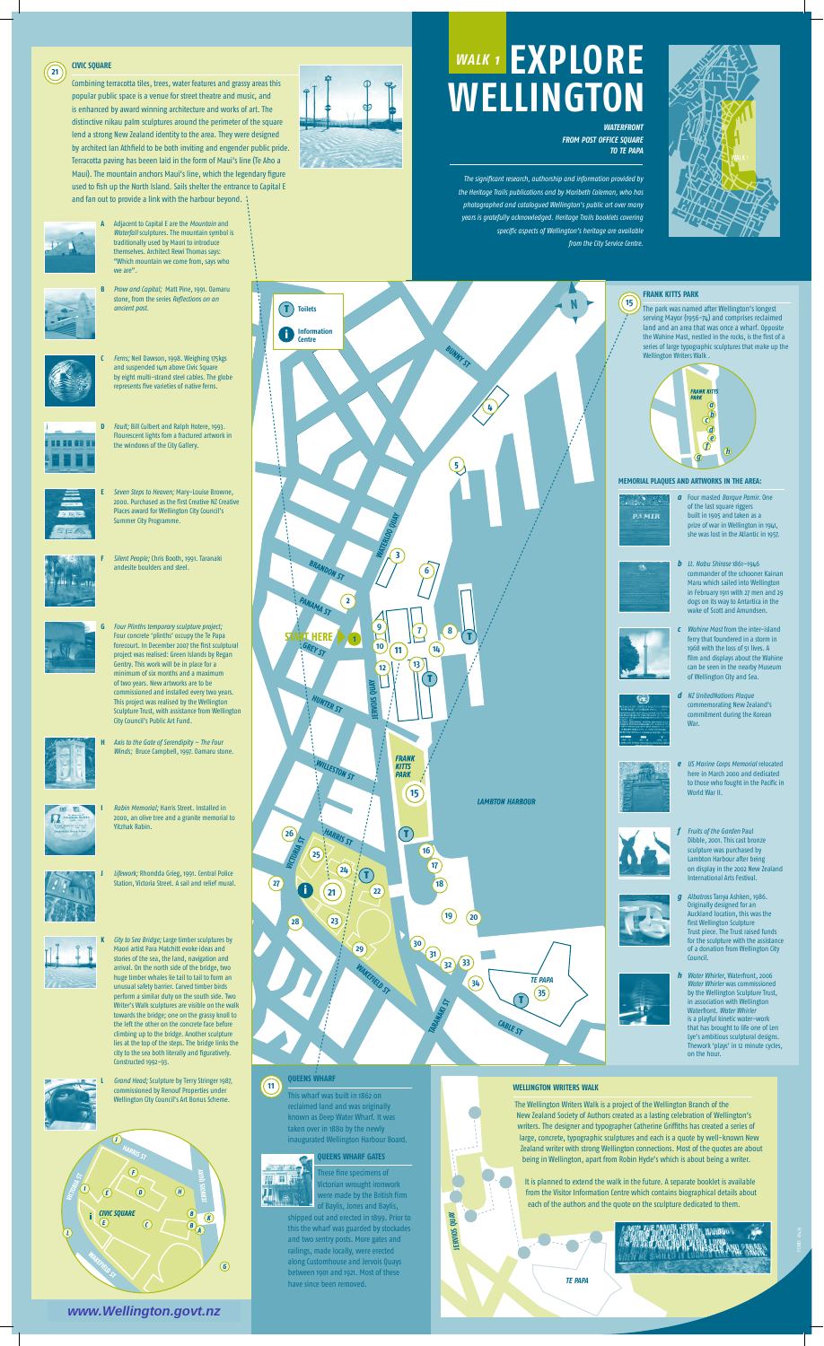# WALK 1 EXPLORE WELLINGTON

***WATERFRONT FROM POST OFFICE SQUARE TO TE PAPA***

*The significant research, authorship and information provided by the Heritage Trails publications and by Maribeth Coleman, who has photographed and catalogued Wellington's public art over many years is gratefully acknowledged. Heritage Trails booklets covering specific aspects of Wellington's heritage are available from the City Service Centre.*

## 21 CIVIC SQUARE

Combining terracotta tiles, trees, water features and grassy areas this popular public space is a venue for street theatre and music, and is enhanced by award winning architecture and works of art. The distinctive nikau palm sculptures around the perimeter of the square lend a strong New Zealand identity to the area. They were designed by architect Ian Athfield to be both inviting and engender public pride. Terracotta paving has been laid in the form of Maui's line (Te Aho a Maui). The mountain anchors Maui's line, which the legendary figure used to fish up the North Island. Sails shelter the entrance to Capital E and fan out to provide a link with the harbour beyond.

**A** Adjacent to Capital E are the *Mountain* and *Waterfall* sculptures. The mountain symbol is traditionally used by Maori to introduce themselves. Architect Rewi Thomas says: "Which mountain we come from, says who we are".

**B** *Prow and Capital;* Matt Pine, 1991. Oamaru stone, from the series *Reflections on an ancient past.*

**C** *Ferns;* Neil Dawson, 1998. Weighing 175kgs and suspended 14m above Civic Square by eight multi-strand steel cables. The globe represents five varieties of native ferns.

**D** *Fault;* Bill Culbert and Ralph Hotere, 1993. Flourescent lights fom a fractured artwork in the windows of the City Gallery.

**E** *Seven Steps to Heaven;* Mary-Louise Browne, 2000. Purchased as the first Creative NZ Creative Places award for Wellington City Council's Summer City Programme.

**F** *Silent People;* Chris Booth, 1991. Taranaki andesite boulders and steel.

**G** *Four Plinths temporary sculpture project;* Four concrete 'plinths' occupy the Te Papa forecourt. In December 2007 the first sculptural project was realised: Green Islands by Regan Gentry. This work will be in place for a minimum of six months and a maximum of two years. New artworks are to be commissioned and installed every two years. This project was realised by the Wellington Sculpture Trust, with assistance from Wellington City Council's Public Art Fund.

**H** *Axis to the Gate of Serendipity – The Four Winds;* Bruce Campbell, 1997. Oamaru stone.

**I** *Rabin Memorial;* Harris Street. Installed in 2000, an olive tree and a granite memorial to Yitzhak Rabin.

**J** *Lifework;* Rhondda Grieg, 1991. Central Police Station, Victoria Street. A sail and relief mural.

**K** *City to Sea Bridge;* Large timber sculptures by Maori artist Para Matchitt evoke ideas and stories of the sea, the land, navigation and arrival. On the north side of the bridge, two huge timber whales lie tail to tail to form an unusual safety barrier. Carved timber birds perform a similar duty on the south side. Two Writer's Walk sculptures are visible on the walk towards the bridge; one on the grassy knoll to the left the other on the concrete face before climbing up to the bridge. Another sculpture lies at the top of the steps. The bridge links the city to the sea both literally and figuratively. Constructed 1992–93.

**L** *Grand Head;* Sculpture by Terry Stringer 1987, commissioned by Renouf Properties under Wellington City Council's Art Bonus Scheme.

Harris St · Victoria St · Jervois Quay · Civic Square · Wakefield St

Toilets
Information Centre

N
Bunny St · Waterloo Quay · Brandon St · Panama St · START HERE · Grey St · Hunter St · Jervois Quay · Willeston St · Frank Kitts Park · Lambton Harbour · Harris St · Victoria St · Wakefield St · Taranaki St · Te Papa · Cable St

## 15 FRANK KITTS PARK

The park was named after Wellington's longest serving Mayor (1956–74) and comprises reclaimed land and an area that was once a wharf. Opposite the Wahine Mast, nestled in the rocks, is the first of a series of large typographic sculptures that make up the Wellington Writers Walk .

### MEMORIAL PLAQUES AND ARTWORKS IN THE AREA:

***a*** Four masted *Barque Pamir*. One of the last square riggers built in 1905 and taken as a prize of war in Wellington in 1941, she was lost in the Atlantic in 1957.

***b*** *Lt. Nobu Shirase* 1861–1946 commander of the schooner Kainan Maru which sailed into Wellington in February 1911 with 27 men and 29 dogs on its way to Antartica in the wake of Scott and Amundsen.

***c*** *Wahine Mast* from the inter-island ferry that foundered in a storm in 1968 with the loss of 51 lives. A film and displays about the Wahine can be seen in the nearby Museum of Wellington City and Sea.

***d*** *NZ UnitedNations Plaque* commemorating New Zealand's commitment during the Korean War.

***e*** *US Marine Corps Memorial* relocated here in March 2000 and dedicated to those who fought in the Pacific in World War II.

***f*** *Fruits of the Garden* Paul Dibble, 2001. This cast bronze sculpture was purchased by Lambton Harbour after being on display in the 2002 New Zealand International Arts Festival.

***g*** *Albatross* Tanya Ashken, 1986. Originally designed for an Auckland location, this was the first Wellington Sculpture Trust piece. The Trust raised funds for the sculpture with the assistance of a donation from Wellington City Council.

***h*** *Water Whirler*, Waterfront, 2006 *Water Whirler* was commissioned by the Wellington Sculpture Trust, in association with Wellington Waterfront. *Water Whirler* is a playful kinetic water-work that has brought to life one of Len Lye's ambitious sculptural designs. Thework 'plays' in 12 minute cycles, on the hour.

## 11 QUEENS WHARF

This wharf was built in 1862 on reclaimed land and was originally known as Deep Water Wharf. It was taken over in 1880 by the newly inaugurated Wellington Harbour Board.

### QUEENS WHARF GATES

These fine specimens of Victorian wrought ironwork were made by the British firm of Baylis, Jones and Baylis, shipped out and erected in 1899. Prior to this the wharf was guarded by stockades and two sentry posts. More gates and railings, made locally, were erected along Customhouse and Jervois Quays between 1901 and 1921. Most of these have since been removed.

## WELLINGTON WRITERS WALK

The Wellington Writers Walk is a project of the Wellington Branch of the New Zealand Society of Authors created as a lasting celebration of Wellington's writers. The designer and typographer Catherine Griffiths has created a series of large, concrete, typographic sculptures and each is a quote by well-known New Zealand writer with strong Wellington connections. Most of the quotes are about being in Wellington, apart from Robin Hyde's which is about being a writer.

It is planned to extend the walk in the future. A separate booklet is available from the Visitor Information Centre which contains biographical details about each of the authors and the quote on the sculpture dedicated to them.

Jervois Quay · Te Papa

www.Wellington.govt.nz